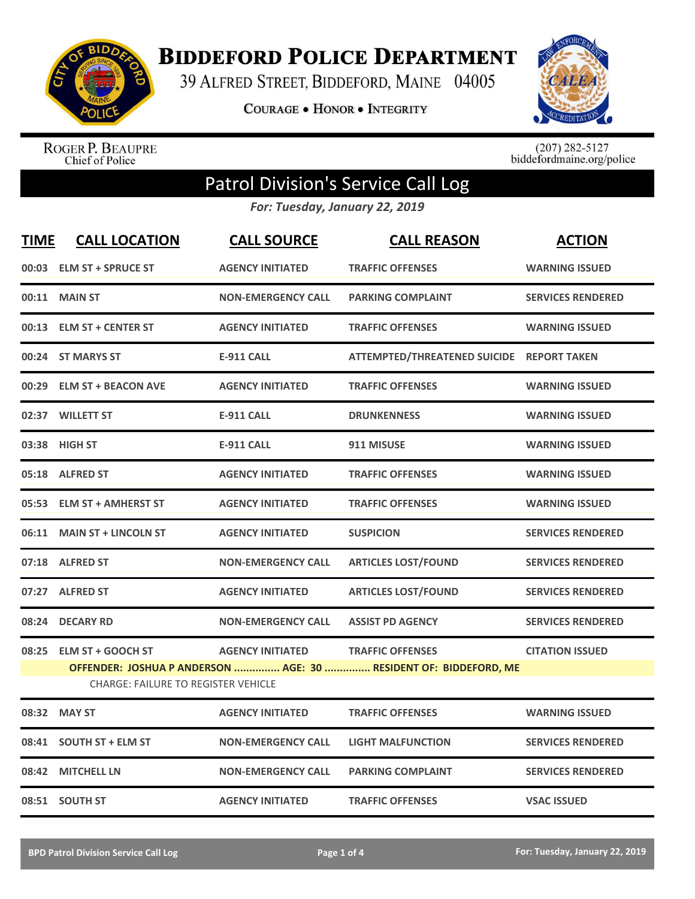# Biddeford Police Department

39 Alfred Street, Biddeford, Maine 04005

Courage • Honor • Integrity

Roger P. Beaupre
Chief of Police

(207) 282-5127
biddefordmaine.org/police

## Patrol Division's Service Call Log

*For: Tuesday, January 22, 2019*

| TIME | CALL LOCATION | CALL SOURCE | CALL REASON | ACTION |
|---|---|---|---|---|
| 00:03 | ELM ST + SPRUCE ST | AGENCY INITIATED | TRAFFIC OFFENSES | WARNING ISSUED |
| 00:11 | MAIN ST | NON-EMERGENCY CALL | PARKING COMPLAINT | SERVICES RENDERED |
| 00:13 | ELM ST + CENTER ST | AGENCY INITIATED | TRAFFIC OFFENSES | WARNING ISSUED |
| 00:24 | ST MARYS ST | E-911 CALL | ATTEMPTED/THREATENED SUICIDE | REPORT TAKEN |
| 00:29 | ELM ST + BEACON AVE | AGENCY INITIATED | TRAFFIC OFFENSES | WARNING ISSUED |
| 02:37 | WILLETT ST | E-911 CALL | DRUNKENNESS | WARNING ISSUED |
| 03:38 | HIGH ST | E-911 CALL | 911 MISUSE | WARNING ISSUED |
| 05:18 | ALFRED ST | AGENCY INITIATED | TRAFFIC OFFENSES | WARNING ISSUED |
| 05:53 | ELM ST + AMHERST ST | AGENCY INITIATED | TRAFFIC OFFENSES | WARNING ISSUED |
| 06:11 | MAIN ST + LINCOLN ST | AGENCY INITIATED | SUSPICION | SERVICES RENDERED |
| 07:18 | ALFRED ST | NON-EMERGENCY CALL | ARTICLES LOST/FOUND | SERVICES RENDERED |
| 07:27 | ALFRED ST | AGENCY INITIATED | ARTICLES LOST/FOUND | SERVICES RENDERED |
| 08:24 | DECARY RD | NON-EMERGENCY CALL | ASSIST PD AGENCY | SERVICES RENDERED |
| 08:25 | ELM ST + GOOCH ST | AGENCY INITIATED | TRAFFIC OFFENSES | CITATION ISSUED |
| | OFFENDER: JOSHUA P ANDERSON ............... AGE: 30 ............... RESIDENT OF: BIDDEFORD, ME<br>CHARGE: FAILURE TO REGISTER VEHICLE | | | |
| 08:32 | MAY ST | AGENCY INITIATED | TRAFFIC OFFENSES | WARNING ISSUED |
| 08:41 | SOUTH ST + ELM ST | NON-EMERGENCY CALL | LIGHT MALFUNCTION | SERVICES RENDERED |
| 08:42 | MITCHELL LN | NON-EMERGENCY CALL | PARKING COMPLAINT | SERVICES RENDERED |
| 08:51 | SOUTH ST | AGENCY INITIATED | TRAFFIC OFFENSES | VSAC ISSUED |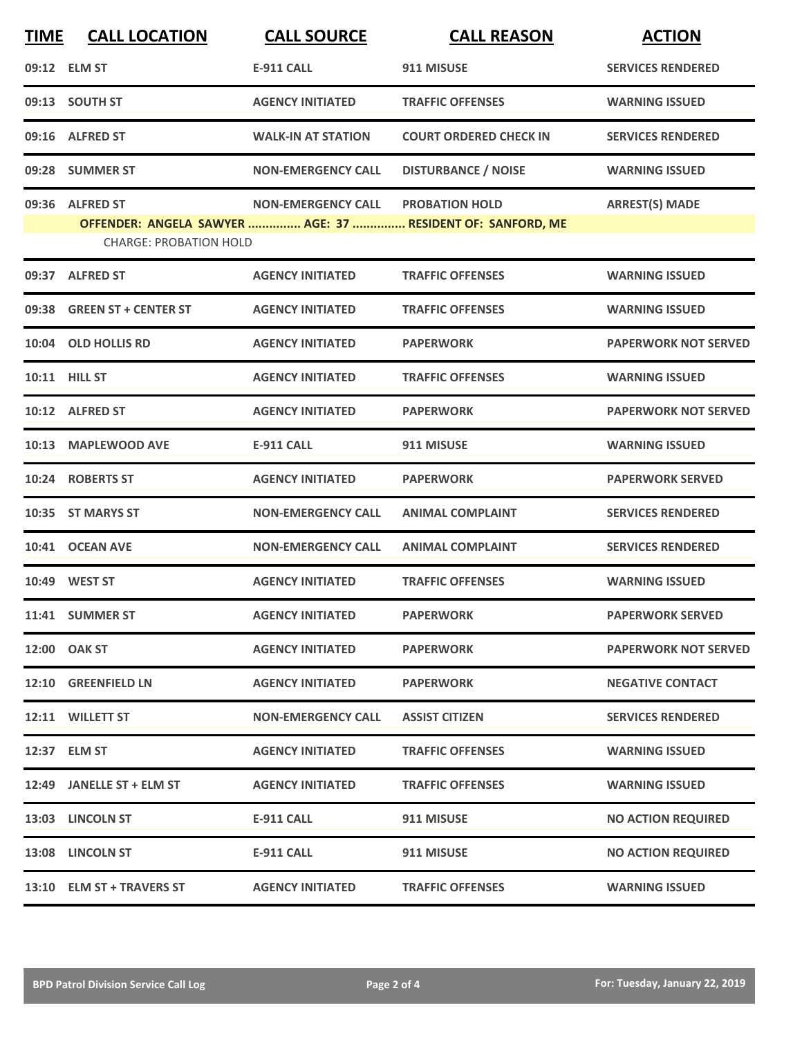| TIME | CALL LOCATION | CALL SOURCE | CALL REASON | ACTION |
|---|---|---|---|---|
| 09:12 | ELM ST | E-911 CALL | 911 MISUSE | SERVICES RENDERED |
| 09:13 | SOUTH ST | AGENCY INITIATED | TRAFFIC OFFENSES | WARNING ISSUED |
| 09:16 | ALFRED ST | WALK-IN AT STATION | COURT ORDERED CHECK IN | SERVICES RENDERED |
| 09:28 | SUMMER ST | NON-EMERGENCY CALL | DISTURBANCE / NOISE | WARNING ISSUED |
| 09:36 | ALFRED ST | NON-EMERGENCY CALL | PROBATION HOLD | ARREST(S) MADE |
| | OFFENDER: ANGELA SAWYER ............... AGE: 37 ............... RESIDENT OF: SANFORD, ME | | | |
| | CHARGE: PROBATION HOLD | | | |
| 09:37 | ALFRED ST | AGENCY INITIATED | TRAFFIC OFFENSES | WARNING ISSUED |
| 09:38 | GREEN ST + CENTER ST | AGENCY INITIATED | TRAFFIC OFFENSES | WARNING ISSUED |
| 10:04 | OLD HOLLIS RD | AGENCY INITIATED | PAPERWORK | PAPERWORK NOT SERVED |
| 10:11 | HILL ST | AGENCY INITIATED | TRAFFIC OFFENSES | WARNING ISSUED |
| 10:12 | ALFRED ST | AGENCY INITIATED | PAPERWORK | PAPERWORK NOT SERVED |
| 10:13 | MAPLEWOOD AVE | E-911 CALL | 911 MISUSE | WARNING ISSUED |
| 10:24 | ROBERTS ST | AGENCY INITIATED | PAPERWORK | PAPERWORK SERVED |
| 10:35 | ST MARYS ST | NON-EMERGENCY CALL | ANIMAL COMPLAINT | SERVICES RENDERED |
| 10:41 | OCEAN AVE | NON-EMERGENCY CALL | ANIMAL COMPLAINT | SERVICES RENDERED |
| 10:49 | WEST ST | AGENCY INITIATED | TRAFFIC OFFENSES | WARNING ISSUED |
| 11:41 | SUMMER ST | AGENCY INITIATED | PAPERWORK | PAPERWORK SERVED |
| 12:00 | OAK ST | AGENCY INITIATED | PAPERWORK | PAPERWORK NOT SERVED |
| 12:10 | GREENFIELD LN | AGENCY INITIATED | PAPERWORK | NEGATIVE CONTACT |
| 12:11 | WILLETT ST | NON-EMERGENCY CALL | ASSIST CITIZEN | SERVICES RENDERED |
| 12:37 | ELM ST | AGENCY INITIATED | TRAFFIC OFFENSES | WARNING ISSUED |
| 12:49 | JANELLE ST + ELM ST | AGENCY INITIATED | TRAFFIC OFFENSES | WARNING ISSUED |
| 13:03 | LINCOLN ST | E-911 CALL | 911 MISUSE | NO ACTION REQUIRED |
| 13:08 | LINCOLN ST | E-911 CALL | 911 MISUSE | NO ACTION REQUIRED |
| 13:10 | ELM ST + TRAVERS ST | AGENCY INITIATED | TRAFFIC OFFENSES | WARNING ISSUED |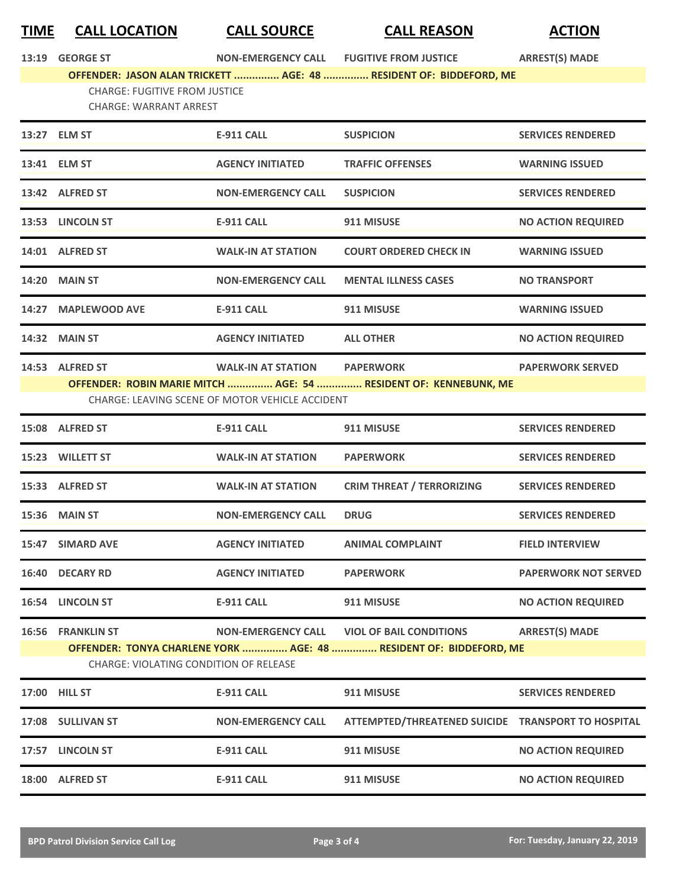| TIME | CALL LOCATION | CALL SOURCE | CALL REASON | ACTION |
|---|---|---|---|---|
| 13:19 | GEORGE ST | NON-EMERGENCY CALL | FUGITIVE FROM JUSTICE | ARREST(S) MADE |
| | OFFENDER: JASON ALAN TRICKETT ............... AGE: 48 ............... RESIDENT OF: BIDDEFORD, ME | | | |
| | CHARGE: FUGITIVE FROM JUSTICE | | | |
| | CHARGE: WARRANT ARREST | | | |
| 13:27 | ELM ST | E-911 CALL | SUSPICION | SERVICES RENDERED |
| 13:41 | ELM ST | AGENCY INITIATED | TRAFFIC OFFENSES | WARNING ISSUED |
| 13:42 | ALFRED ST | NON-EMERGENCY CALL | SUSPICION | SERVICES RENDERED |
| 13:53 | LINCOLN ST | E-911 CALL | 911 MISUSE | NO ACTION REQUIRED |
| 14:01 | ALFRED ST | WALK-IN AT STATION | COURT ORDERED CHECK IN | WARNING ISSUED |
| 14:20 | MAIN ST | NON-EMERGENCY CALL | MENTAL ILLNESS CASES | NO TRANSPORT |
| 14:27 | MAPLEWOOD AVE | E-911 CALL | 911 MISUSE | WARNING ISSUED |
| 14:32 | MAIN ST | AGENCY INITIATED | ALL OTHER | NO ACTION REQUIRED |
| 14:53 | ALFRED ST | WALK-IN AT STATION | PAPERWORK | PAPERWORK SERVED |
| | OFFENDER: ROBIN MARIE MITCH ............... AGE: 54 ............... RESIDENT OF: KENNEBUNK, ME | | | |
| | CHARGE: LEAVING SCENE OF MOTOR VEHICLE ACCIDENT | | | |
| 15:08 | ALFRED ST | E-911 CALL | 911 MISUSE | SERVICES RENDERED |
| 15:23 | WILLETT ST | WALK-IN AT STATION | PAPERWORK | SERVICES RENDERED |
| 15:33 | ALFRED ST | WALK-IN AT STATION | CRIM THREAT / TERRORIZING | SERVICES RENDERED |
| 15:36 | MAIN ST | NON-EMERGENCY CALL | DRUG | SERVICES RENDERED |
| 15:47 | SIMARD AVE | AGENCY INITIATED | ANIMAL COMPLAINT | FIELD INTERVIEW |
| 16:40 | DECARY RD | AGENCY INITIATED | PAPERWORK | PAPERWORK NOT SERVED |
| 16:54 | LINCOLN ST | E-911 CALL | 911 MISUSE | NO ACTION REQUIRED |
| 16:56 | FRANKLIN ST | NON-EMERGENCY CALL | VIOL OF BAIL CONDITIONS | ARREST(S) MADE |
| | OFFENDER: TONYA CHARLENE YORK ............... AGE: 48 ............... RESIDENT OF: BIDDEFORD, ME | | | |
| | CHARGE: VIOLATING CONDITION OF RELEASE | | | |
| 17:00 | HILL ST | E-911 CALL | 911 MISUSE | SERVICES RENDERED |
| 17:08 | SULLIVAN ST | NON-EMERGENCY CALL | ATTEMPTED/THREATENED SUICIDE | TRANSPORT TO HOSPITAL |
| 17:57 | LINCOLN ST | E-911 CALL | 911 MISUSE | NO ACTION REQUIRED |
| 18:00 | ALFRED ST | E-911 CALL | 911 MISUSE | NO ACTION REQUIRED |

BPD Patrol Division Service Call Log — For: Tuesday, January 22, 2019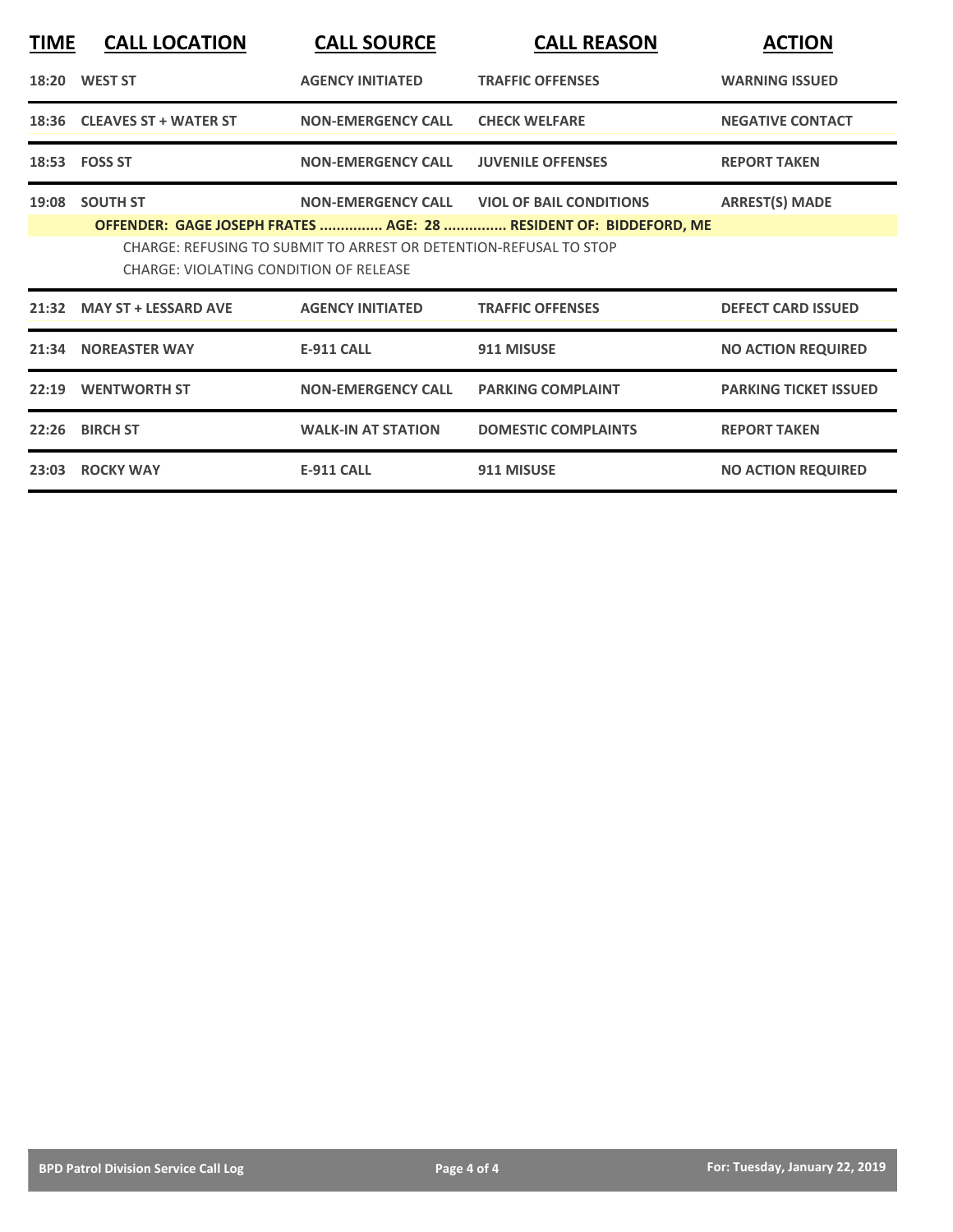| TIME | CALL LOCATION | CALL SOURCE | CALL REASON | ACTION |
|---|---|---|---|---|
| 18:20 | WEST ST | AGENCY INITIATED | TRAFFIC OFFENSES | WARNING ISSUED |
| 18:36 | CLEAVES ST + WATER ST | NON-EMERGENCY CALL | CHECK WELFARE | NEGATIVE CONTACT |
| 18:53 | FOSS ST | NON-EMERGENCY CALL | JUVENILE OFFENSES | REPORT TAKEN |
| 19:08 | SOUTH ST | NON-EMERGENCY CALL | VIOL OF BAIL CONDITIONS | ARREST(S) MADE |

**OFFENDER: GAGE JOSEPH FRATES ............... AGE: 28 ............... RESIDENT OF: BIDDEFORD, ME**

CHARGE: REFUSING TO SUBMIT TO ARREST OR DETENTION-REFUSAL TO STOP

CHARGE: VIOLATING CONDITION OF RELEASE

| TIME | CALL LOCATION | CALL SOURCE | CALL REASON | ACTION |
|---|---|---|---|---|
| 21:32 | MAY ST + LESSARD AVE | AGENCY INITIATED | TRAFFIC OFFENSES | DEFECT CARD ISSUED |
| 21:34 | NOREASTER WAY | E-911 CALL | 911 MISUSE | NO ACTION REQUIRED |
| 22:19 | WENTWORTH ST | NON-EMERGENCY CALL | PARKING COMPLAINT | PARKING TICKET ISSUED |
| 22:26 | BIRCH ST | WALK-IN AT STATION | DOMESTIC COMPLAINTS | REPORT TAKEN |
| 23:03 | ROCKY WAY | E-911 CALL | 911 MISUSE | NO ACTION REQUIRED |